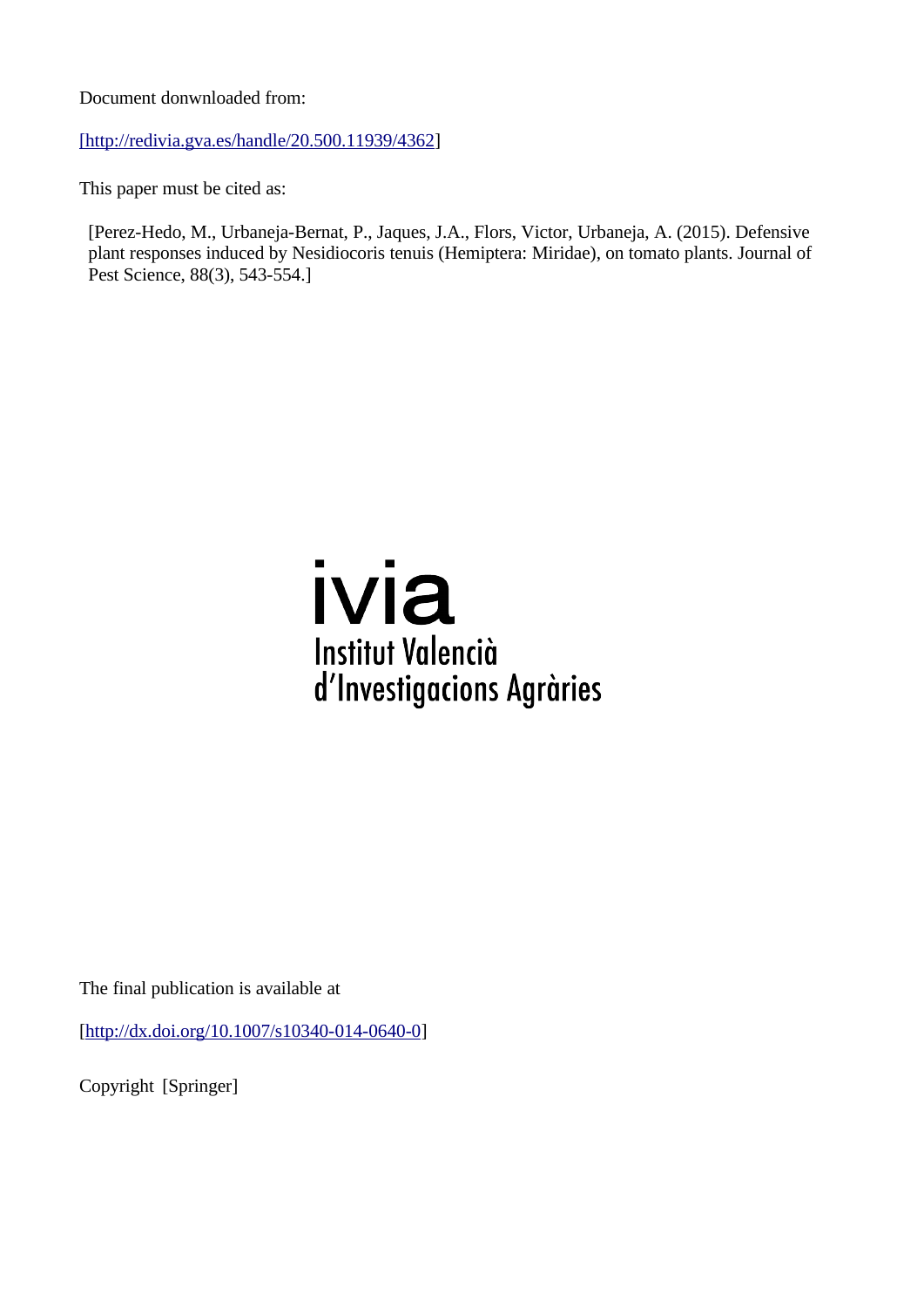Document donwnloaded from:

[http://redivia.gva.es/handle/20.500.11939/4362]

This paper must be cited as:

[Perez-Hedo, M., Urbaneja-Bernat, P., Jaques, J.A., Flors, Victor, Urbaneja, A. (2015). Defensive plant responses induced by Nesidiocoris tenuis (Hemiptera: Miridae), on tomato plants. Journal of Pest Science, 88(3), 543-554.]

ivia
Institut Valencià
d'Investigacions Agràries

The final publication is available at

[http://dx.doi.org/10.1007/s10340-014-0640-0]

Copyright [Springer]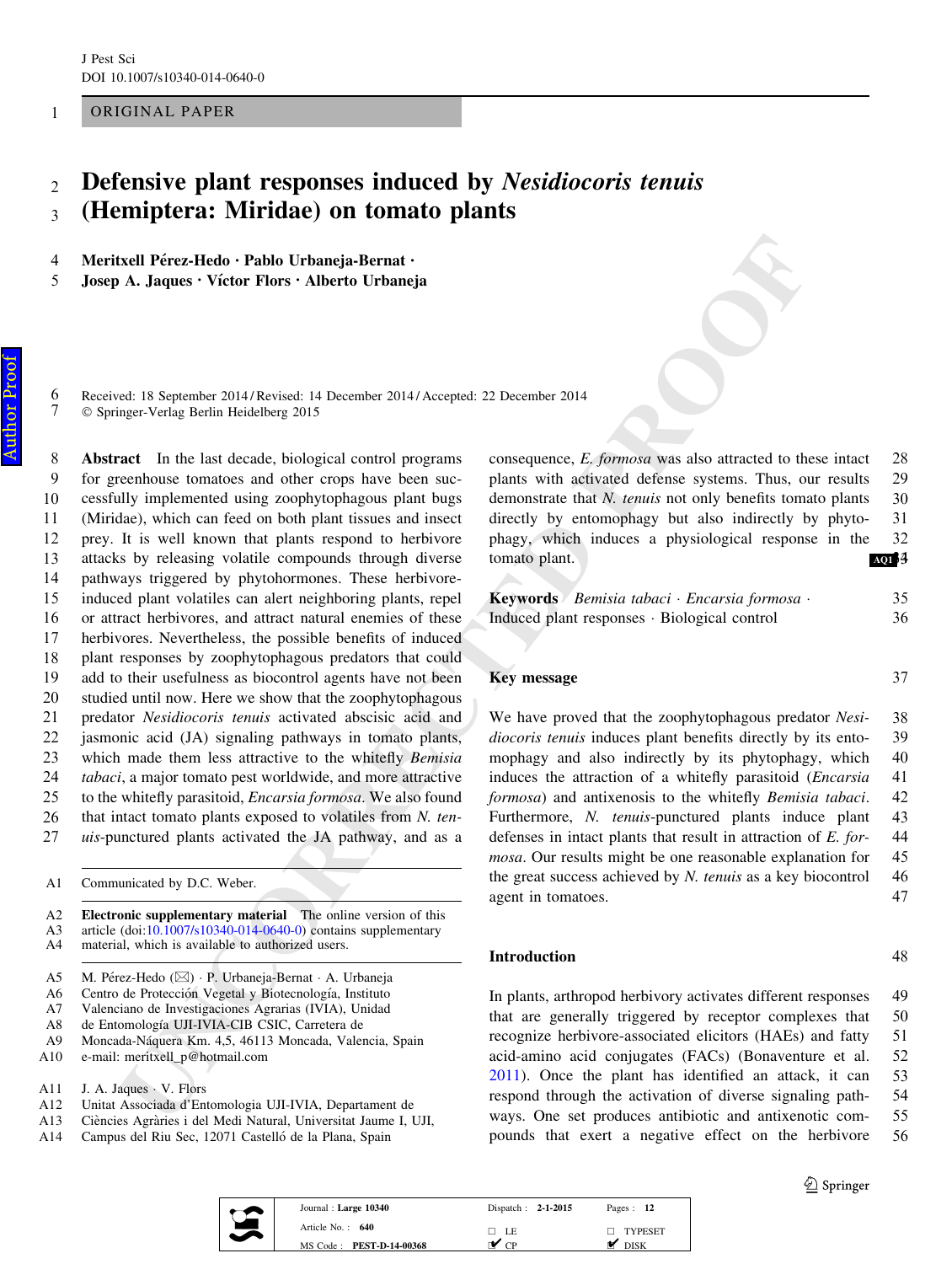# Defensive plant responses induced by *Nesidiocoris tenuis* (Hemiptera: Miridae) on tomato plants

**Meritxell Pérez-Hedo · Pablo Urbaneja-Bernat · Josep A. Jaques · Víctor Flors · Alberto Urbaneja**

Received: 18 September 2014 / Revised: 14 December 2014 / Accepted: 22 December 2014
© Springer-Verlag Berlin Heidelberg 2015

**Abstract** In the last decade, biological control programs for greenhouse tomatoes and other crops have been successfully implemented using zoophytophagous plant bugs (Miridae), which can feed on both plant tissues and insect prey. It is well known that plants respond to herbivore attacks by releasing volatile compounds through diverse pathways triggered by phytohormones. These herbivore-induced plant volatiles can alert neighboring plants, repel or attract herbivores, and attract natural enemies of these herbivores. Nevertheless, the possible benefits of induced plant responses by zoophytophagous predators that could add to their usefulness as biocontrol agents have not been studied until now. Here we show that the zoophytophagous predator *Nesidiocoris tenuis* activated abscisic acid and jasmonic acid (JA) signaling pathways in tomato plants, which made them less attractive to the whitefly *Bemisia tabaci*, a major tomato pest worldwide, and more attractive to the whitefly parasitoid, *Encarsia formosa*. We also found that intact tomato plants exposed to volatiles from *N. tenuis*-punctured plants activated the JA pathway, and as a consequence, *E. formosa* was also attracted to these intact plants with activated defense systems. Thus, our results demonstrate that *N. tenuis* not only benefits tomato plants directly by entomophagy but also indirectly by phytophagy, which induces a physiological response in the tomato plant.

**Keywords** *Bemisia tabaci* · *Encarsia formosa* · Induced plant responses · Biological control

Communicated by D.C. Weber.

**Electronic supplementary material** The online version of this article (doi:10.1007/s10340-014-0640-0) contains supplementary material, which is available to authorized users.

M. Pérez-Hedo (✉) · P. Urbaneja-Bernat · A. Urbaneja
Centro de Protección Vegetal y Biotecnología, Instituto Valenciano de Investigaciones Agrarias (IVIA), Unidad de Entomología UJI-IVIA-CIB CSIC, Carretera de Moncada-Náquera Km. 4,5, 46113 Moncada, Valencia, Spain
e-mail: meritxell_p@hotmail.com

J. A. Jaques · V. Flors
Unitat Associada d'Entomologia UJI-IVIA, Departament de Ciències Agràries i del Medi Natural, Universitat Jaume I, UJI, Campus del Riu Sec, 12071 Castelló de la Plana, Spain

## Key message

We have proved that the zoophytophagous predator *Nesidiocoris tenuis* induces plant benefits directly by its entomophagy and also indirectly by its phytophagy, which induces the attraction of a whitefly parasitoid (*Encarsia formosa*) and antixenosis to the whitefly *Bemisia tabaci*. Furthermore, *N. tenuis*-punctured plants induce plant defenses in intact plants that result in attraction of *E. formosa*. Our results might be one reasonable explanation for the great success achieved by *N. tenuis* as a key biocontrol agent in tomatoes.

## Introduction

In plants, arthropod herbivory activates different responses that are generally triggered by receptor complexes that recognize herbivore-associated elicitors (HAEs) and fatty acid-amino acid conjugates (FACs) (Bonaventure et al. 2011). Once the plant has identified an attack, it can respond through the activation of diverse signaling pathways. One set produces antibiotic and antixenotic compounds that exert a negative effect on the herbivore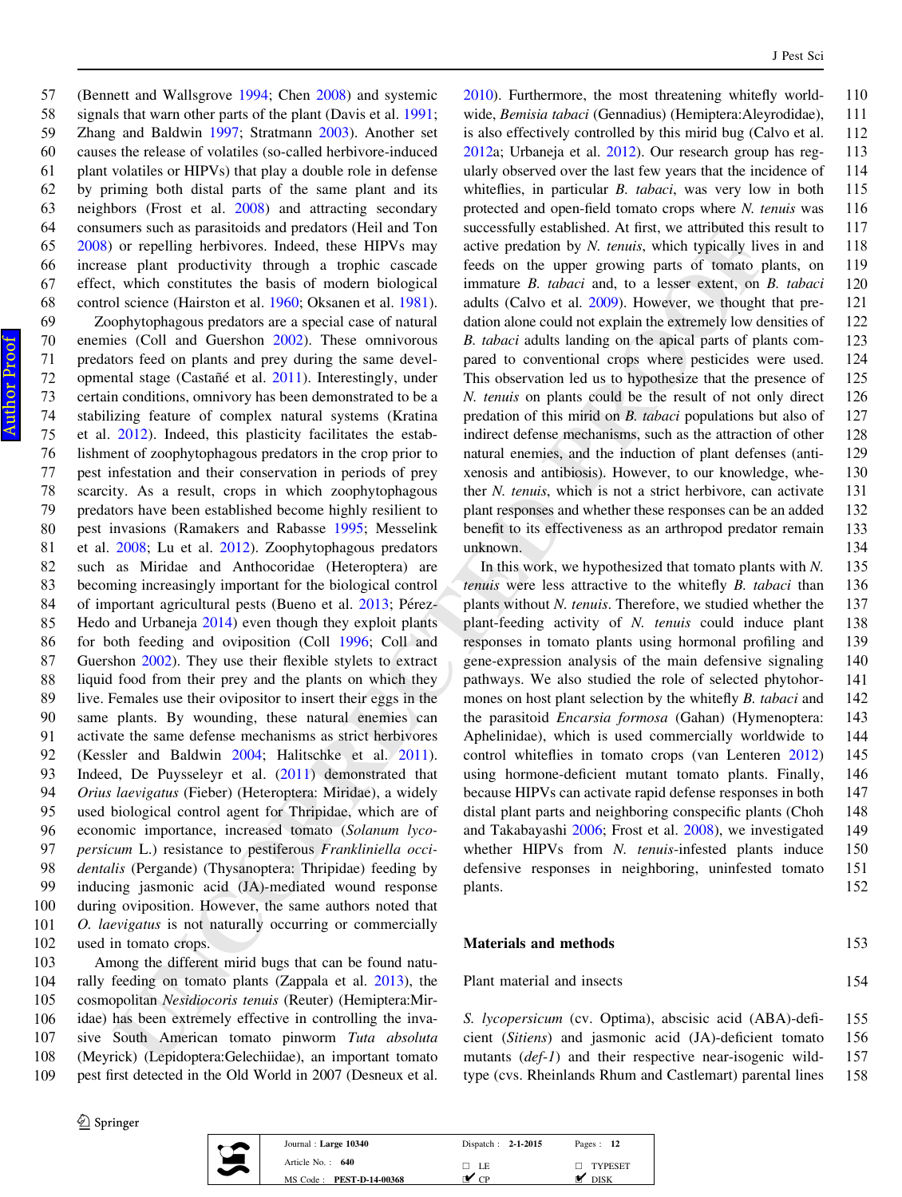(Bennett and Wallsgrove 1994; Chen 2008) and systemic signals that warn other parts of the plant (Davis et al. 1991; Zhang and Baldwin 1997; Stratmann 2003). Another set causes the release of volatiles (so-called herbivore-induced plant volatiles or HIPVs) that play a double role in defense by priming both distal parts of the same plant and its neighbors (Frost et al. 2008) and attracting secondary consumers such as parasitoids and predators (Heil and Ton 2008) or repelling herbivores. Indeed, these HIPVs may increase plant productivity through a trophic cascade effect, which constitutes the basis of modern biological control science (Hairston et al. 1960; Oksanen et al. 1981).

Zoophytophagous predators are a special case of natural enemies (Coll and Guershon 2002). These omnivorous predators feed on plants and prey during the same developmental stage (Castañé et al. 2011). Interestingly, under certain conditions, omnivory has been demonstrated to be a stabilizing feature of complex natural systems (Kratina et al. 2012). Indeed, this plasticity facilitates the establishment of zoophytophagous predators in the crop prior to pest infestation and their conservation in periods of prey scarcity. As a result, crops in which zoophytophagous predators have been established become highly resilient to pest invasions (Ramakers and Rabasse 1995; Messelink et al. 2008; Lu et al. 2012). Zoophytophagous predators such as Miridae and Anthocoridae (Heteroptera) are becoming increasingly important for the biological control of important agricultural pests (Bueno et al. 2013; Pérez-Hedo and Urbaneja 2014) even though they exploit plants for both feeding and oviposition (Coll 1996; Coll and Guershon 2002). They use their flexible stylets to extract liquid food from their prey and the plants on which they live. Females use their ovipositor to insert their eggs in the same plants. By wounding, these natural enemies can activate the same defense mechanisms as strict herbivores (Kessler and Baldwin 2004; Halitschke et al. 2011). Indeed, De Puysseleyr et al. (2011) demonstrated that *Orius laevigatus* (Fieber) (Heteroptera: Miridae), a widely used biological control agent for Thripidae, which are of economic importance, increased tomato (*Solanum lycopersicum* L.) resistance to pestiferous *Frankliniella occidentalis* (Pergande) (Thysanoptera: Thripidae) feeding by inducing jasmonic acid (JA)-mediated wound response during oviposition. However, the same authors noted that *O. laevigatus* is not naturally occurring or commercially used in tomato crops.

Among the different mirid bugs that can be found naturally feeding on tomato plants (Zappala et al. 2013), the cosmopolitan *Nesidiocoris tenuis* (Reuter) (Hemiptera:Miridae) has been extremely effective in controlling the invasive South American tomato pinworm *Tuta absoluta* (Meyrick) (Lepidoptera:Gelechiidae), an important tomato pest first detected in the Old World in 2007 (Desneux et al. 2010). Furthermore, the most threatening whitefly worldwide, *Bemisia tabaci* (Gennadius) (Hemiptera:Aleyrodidae), is also effectively controlled by this mirid bug (Calvo et al. 2012a; Urbaneja et al. 2012). Our research group has regularly observed over the last few years that the incidence of whiteflies, in particular *B. tabaci*, was very low in both protected and open-field tomato crops where *N. tenuis* was successfully established. At first, we attributed this result to active predation by *N. tenuis*, which typically lives in and feeds on the upper growing parts of tomato plants, on immature *B. tabaci* and, to a lesser extent, on *B. tabaci* adults (Calvo et al. 2009). However, we thought that predation alone could not explain the extremely low densities of *B. tabaci* adults landing on the apical parts of plants compared to conventional crops where pesticides were used. This observation led us to hypothesize that the presence of *N. tenuis* on plants could be the result of not only direct predation of this mirid on *B. tabaci* populations but also of indirect defense mechanisms, such as the attraction of other natural enemies, and the induction of plant defenses (antixenosis and antibiosis). However, to our knowledge, whether *N. tenuis*, which is not a strict herbivore, can activate plant responses and whether these responses can be an added benefit to its effectiveness as an arthropod predator remain unknown.

In this work, we hypothesized that tomato plants with *N. tenuis* were less attractive to the whitefly *B. tabaci* than plants without *N. tenuis*. Therefore, we studied whether the plant-feeding activity of *N. tenuis* could induce plant responses in tomato plants using hormonal profiling and gene-expression analysis of the main defensive signaling pathways. We also studied the role of selected phytohormones on host plant selection by the whitefly *B. tabaci* and the parasitoid *Encarsia formosa* (Gahan) (Hymenoptera: Aphelinidae), which is used commercially worldwide to control whiteflies in tomato crops (van Lenteren 2012) using hormone-deficient mutant tomato plants. Finally, because HIPVs can activate rapid defense responses in both distal plant parts and neighboring conspecific plants (Choh and Takabayashi 2006; Frost et al. 2008), we investigated whether HIPVs from *N. tenuis*-infested plants induce defensive responses in neighboring, uninfested tomato plants.

## Materials and methods

### Plant material and insects

*S. lycopersicum* (cv. Optima), abscisic acid (ABA)-deficient (*Sitiens*) and jasmonic acid (JA)-deficient tomato mutants (*def-1*) and their respective near-isogenic wild-type (cvs. Rheinlands Rhum and Castlemart) parental lines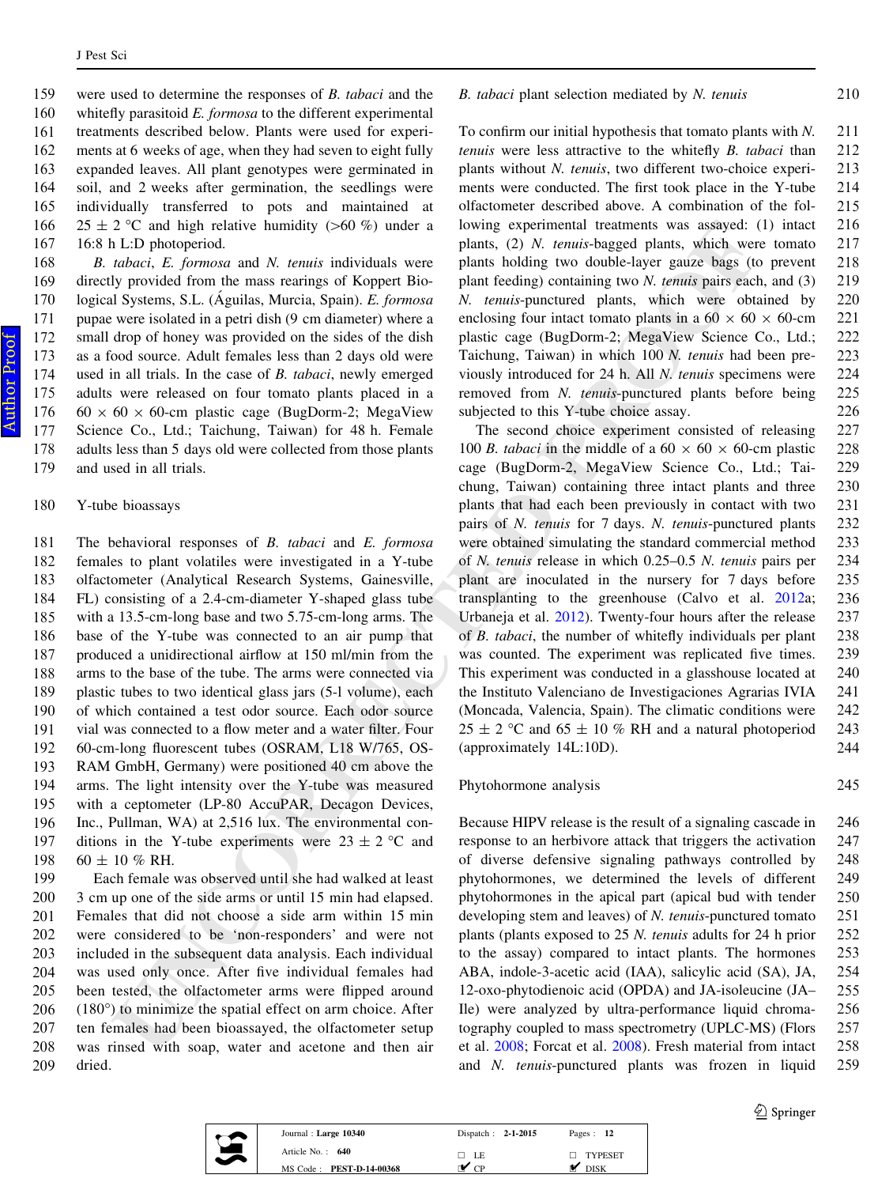were used to determine the responses of *B. tabaci* and the whitefly parasitoid *E. formosa* to the different experimental treatments described below. Plants were used for experiments at 6 weeks of age, when they had seven to eight fully expanded leaves. All plant genotypes were germinated in soil, and 2 weeks after germination, the seedlings were individually transferred to pots and maintained at 25 ± 2 °C and high relative humidity (>60 %) under a 16:8 h L:D photoperiod.

*B. tabaci*, *E. formosa* and *N. tenuis* individuals were directly provided from the mass rearings of Koppert Biological Systems, S.L. (Águilas, Murcia, Spain). *E. formosa* pupae were isolated in a petri dish (9 cm diameter) where a small drop of honey was provided on the sides of the dish as a food source. Adult females less than 2 days old were used in all trials. In the case of *B. tabaci*, newly emerged adults were released on four tomato plants placed in a 60 × 60 × 60-cm plastic cage (BugDorm-2; MegaView Science Co., Ltd.; Taichung, Taiwan) for 48 h. Female adults less than 5 days old were collected from those plants and used in all trials.

## Y-tube bioassays

The behavioral responses of *B. tabaci* and *E. formosa* females to plant volatiles were investigated in a Y-tube olfactometer (Analytical Research Systems, Gainesville, FL) consisting of a 2.4-cm-diameter Y-shaped glass tube with a 13.5-cm-long base and two 5.75-cm-long arms. The base of the Y-tube was connected to an air pump that produced a unidirectional airflow at 150 ml/min from the arms to the base of the tube. The arms were connected via plastic tubes to two identical glass jars (5-l volume), each of which contained a test odor source. Each odor source vial was connected to a flow meter and a water filter. Four 60-cm-long fluorescent tubes (OSRAM, L18 W/765, OSRAM GmbH, Germany) were positioned 40 cm above the arms. The light intensity over the Y-tube was measured with a ceptometer (LP-80 AccuPAR, Decagon Devices, Inc., Pullman, WA) at 2,516 lux. The environmental conditions in the Y-tube experiments were 23 ± 2 °C and 60 ± 10 % RH.

Each female was observed until she had walked at least 3 cm up one of the side arms or until 15 min had elapsed. Females that did not choose a side arm within 15 min were considered to be 'non-responders' and were not included in the subsequent data analysis. Each individual was used only once. After five individual females had been tested, the olfactometer arms were flipped around (180°) to minimize the spatial effect on arm choice. After ten females had been bioassayed, the olfactometer setup was rinsed with soap, water and acetone and then air dried.

## *B. tabaci* plant selection mediated by *N. tenuis*

To confirm our initial hypothesis that tomato plants with *N. tenuis* were less attractive to the whitefly *B. tabaci* than plants without *N. tenuis*, two different two-choice experiments were conducted. The first took place in the Y-tube olfactometer described above. A combination of the following experimental treatments was assayed: (1) intact plants, (2) *N. tenuis*-bagged plants, which were tomato plants holding two double-layer gauze bags (to prevent plant feeding) containing two *N. tenuis* pairs each, and (3) *N. tenuis*-punctured plants, which were obtained by enclosing four intact tomato plants in a 60 × 60 × 60-cm plastic cage (BugDorm-2; MegaView Science Co., Ltd.; Taichung, Taiwan) in which 100 *N. tenuis* had been previously introduced for 24 h. All *N. tenuis* specimens were removed from *N. tenuis*-punctured plants before being subjected to this Y-tube choice assay.

The second choice experiment consisted of releasing 100 *B. tabaci* in the middle of a 60 × 60 × 60-cm plastic cage (BugDorm-2, MegaView Science Co., Ltd.; Taichung, Taiwan) containing three intact plants and three plants that had each been previously in contact with two pairs of *N. tenuis* for 7 days. *N. tenuis*-punctured plants were obtained simulating the standard commercial method of *N. tenuis* release in which 0.25–0.5 *N. tenuis* pairs per plant are inoculated in the nursery for 7 days before transplanting to the greenhouse (Calvo et al. 2012a; Urbaneja et al. 2012). Twenty-four hours after the release of *B. tabaci*, the number of whitefly individuals per plant was counted. The experiment was replicated five times. This experiment was conducted in a glasshouse located at the Instituto Valenciano de Investigaciones Agrarias IVIA (Moncada, Valencia, Spain). The climatic conditions were 25 ± 2 °C and 65 ± 10 % RH and a natural photoperiod (approximately 14L:10D).

## Phytohormone analysis

Because HIPV release is the result of a signaling cascade in response to an herbivore attack that triggers the activation of diverse defensive signaling pathways controlled by phytohormones, we determined the levels of different phytohormones in the apical part (apical bud with tender developing stem and leaves) of *N. tenuis*-punctured tomato plants (plants exposed to 25 *N. tenuis* adults for 24 h prior to the assay) compared to intact plants. The hormones ABA, indole-3-acetic acid (IAA), salicylic acid (SA), JA, 12-oxo-phytodienoic acid (OPDA) and JA-isoleucine (JA–Ile) were analyzed by ultra-performance liquid chromatography coupled to mass spectrometry (UPLC-MS) (Flors et al. 2008; Forcat et al. 2008). Fresh material from intact and *N. tenuis*-punctured plants was frozen in liquid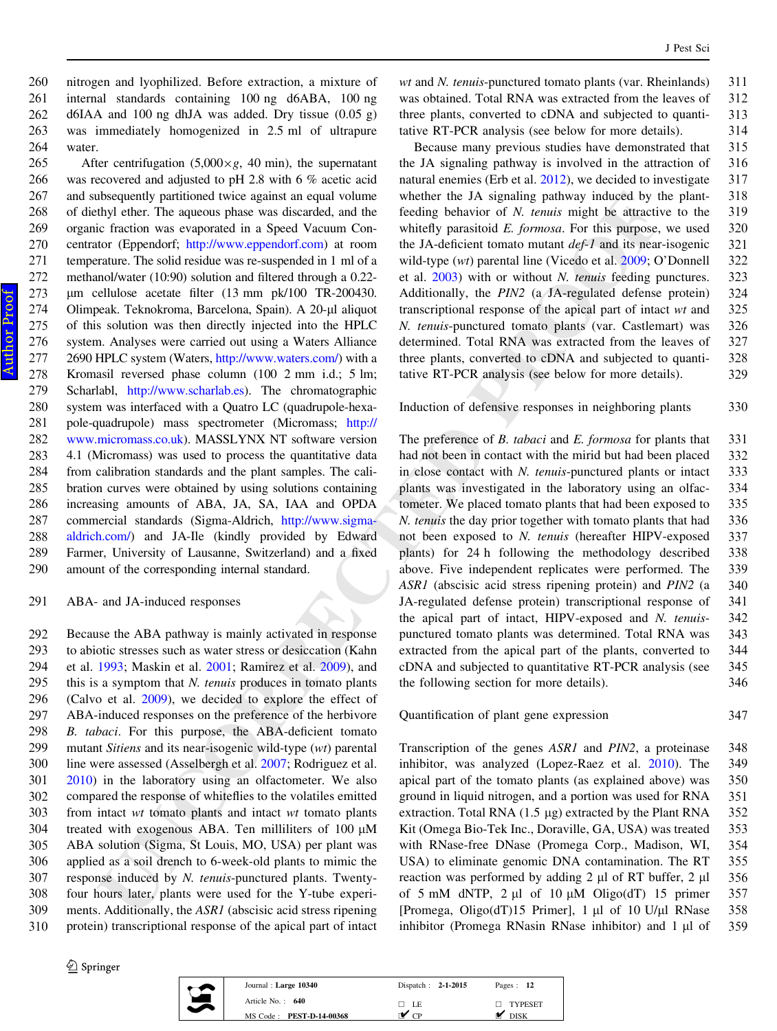nitrogen and lyophilized. Before extraction, a mixture of internal standards containing 100 ng d6ABA, 100 ng d6IAA and 100 ng dhJA was added. Dry tissue (0.05 g) was immediately homogenized in 2.5 ml of ultrapure water.

After centrifugation (5,000×*g*, 40 min), the supernatant was recovered and adjusted to pH 2.8 with 6 % acetic acid and subsequently partitioned twice against an equal volume of diethyl ether. The aqueous phase was discarded, and the organic fraction was evaporated in a Speed Vacuum Concentrator (Eppendorf; http://www.eppendorf.com) at room temperature. The solid residue was re-suspended in 1 ml of a methanol/water (10:90) solution and filtered through a 0.22-µm cellulose acetate filter (13 mm pk/100 TR-200430. Olimpeak. Teknokroma, Barcelona, Spain). A 20-µl aliquot of this solution was then directly injected into the HPLC system. Analyses were carried out using a Waters Alliance 2690 HPLC system (Waters, http://www.waters.com/) with a Kromasil reversed phase column (100 2 mm i.d.; 5 lm; Scharlabl, http://www.scharlab.es). The chromatographic system was interfaced with a Quatro LC (quadrupole-hexapole-quadrupole) mass spectrometer (Micromass; http://www.micromass.co.uk). MASSLYNX NT software version 4.1 (Micromass) was used to process the quantitative data from calibration standards and the plant samples. The calibration curves were obtained by using solutions containing increasing amounts of ABA, JA, SA, IAA and OPDA commercial standards (Sigma-Aldrich, http://www.sigma-aldrich.com/) and JA-Ile (kindly provided by Edward Farmer, University of Lausanne, Switzerland) and a fixed amount of the corresponding internal standard.

## ABA- and JA-induced responses

Because the ABA pathway is mainly activated in response to abiotic stresses such as water stress or desiccation (Kahn et al. 1993; Maskin et al. 2001; Ramirez et al. 2009), and this is a symptom that *N. tenuis* produces in tomato plants (Calvo et al. 2009), we decided to explore the effect of ABA-induced responses on the preference of the herbivore *B. tabaci*. For this purpose, the ABA-deficient tomato mutant *Sitiens* and its near-isogenic wild-type (*wt*) parental line were assessed (Asselbergh et al. 2007; Rodriguez et al. 2010) in the laboratory using an olfactometer. We also compared the response of whiteflies to the volatiles emitted from intact *wt* tomato plants and intact *wt* tomato plants treated with exogenous ABA. Ten milliliters of 100 µM ABA solution (Sigma, St Louis, MO, USA) per plant was applied as a soil drench to 6-week-old plants to mimic the response induced by *N. tenuis*-punctured plants. Twenty-four hours later, plants were used for the Y-tube experiments. Additionally, the *ASR1* (abscisic acid stress ripening protein) transcriptional response of the apical part of intact *wt* and *N. tenuis*-punctured tomato plants (var. Rheinlands) was obtained. Total RNA was extracted from the leaves of three plants, converted to cDNA and subjected to quantitative RT-PCR analysis (see below for more details).

Because many previous studies have demonstrated that the JA signaling pathway is involved in the attraction of natural enemies (Erb et al. 2012), we decided to investigate whether the JA signaling pathway induced by the plant-feeding behavior of *N. tenuis* might be attractive to the whitefly parasitoid *E. formosa*. For this purpose, we used the JA-deficient tomato mutant *def-1* and its near-isogenic wild-type (*wt*) parental line (Vicedo et al. 2009; O'Donnell et al. 2003) with or without *N. tenuis* feeding punctures. Additionally, the *PIN2* (a JA-regulated defense protein) transcriptional response of the apical part of intact *wt* and *N. tenuis*-punctured tomato plants (var. Castlemart) was determined. Total RNA was extracted from the leaves of three plants, converted to cDNA and subjected to quantitative RT-PCR analysis (see below for more details).

## Induction of defensive responses in neighboring plants

The preference of *B. tabaci* and *E. formosa* for plants that had not been in contact with the mirid but had been placed in close contact with *N. tenuis*-punctured plants or intact plants was investigated in the laboratory using an olfactometer. We placed tomato plants that had been exposed to *N. tenuis* the day prior together with tomato plants that had not been exposed to *N. tenuis* (hereafter HIPV-exposed plants) for 24 h following the methodology described above. Five independent replicates were performed. The *ASR1* (abscisic acid stress ripening protein) and *PIN2* (a JA-regulated defense protein) transcriptional response of the apical part of intact, HIPV-exposed and *N. tenuis*-punctured tomato plants was determined. Total RNA was extracted from the apical part of the plants, converted to cDNA and subjected to quantitative RT-PCR analysis (see the following section for more details).

## Quantification of plant gene expression

Transcription of the genes *ASR1* and *PIN2*, a proteinase inhibitor, was analyzed (Lopez-Raez et al. 2010). The apical part of the tomato plants (as explained above) was ground in liquid nitrogen, and a portion was used for RNA extraction. Total RNA (1.5 µg) extracted by the Plant RNA Kit (Omega Bio-Tek Inc., Doraville, GA, USA) was treated with RNase-free DNase (Promega Corp., Madison, WI, USA) to eliminate genomic DNA contamination. The RT reaction was performed by adding 2 µl of RT buffer, 2 µl of 5 mM dNTP, 2 µl of 10 µM Oligo(dT) 15 primer [Promega, Oligo(dT)15 Primer], 1 µl of 10 U/µl RNase inhibitor (Promega RNasin RNase inhibitor) and 1 µl of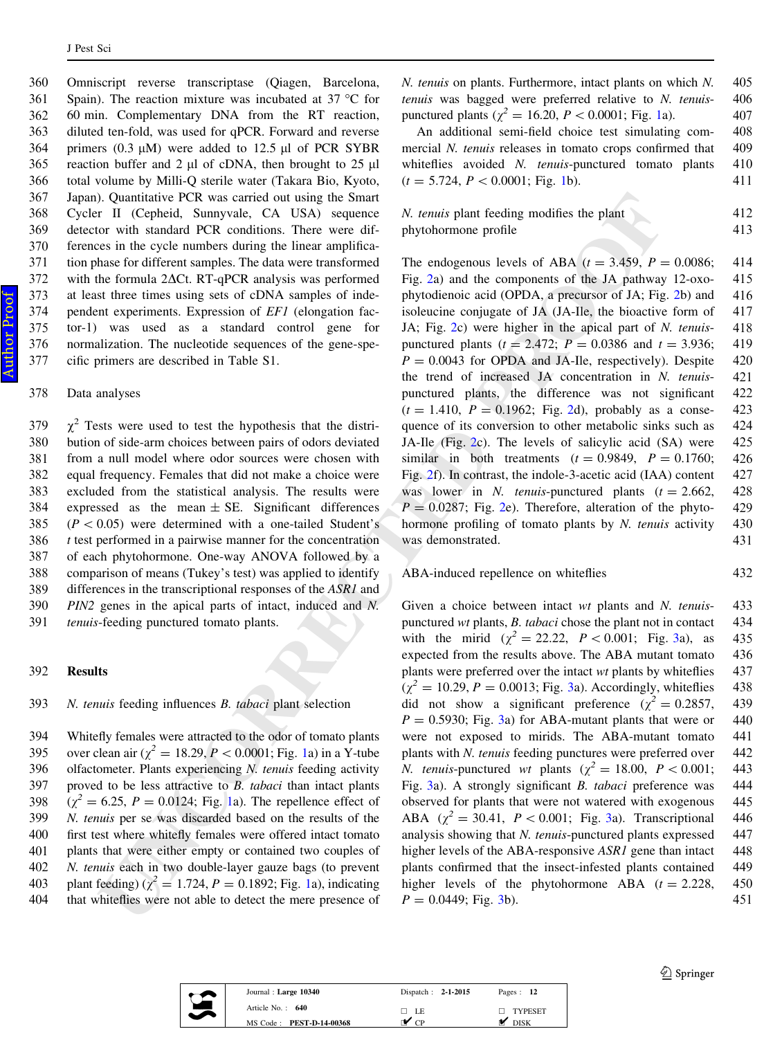Omniscript reverse transcriptase (Qiagen, Barcelona, Spain). The reaction mixture was incubated at 37 °C for 60 min. Complementary DNA from the RT reaction, diluted ten-fold, was used for qPCR. Forward and reverse primers (0.3 µM) were added to 12.5 µl of PCR SYBR reaction buffer and 2 µl of cDNA, then brought to 25 µl total volume by Milli-Q sterile water (Takara Bio, Kyoto, Japan). Quantitative PCR was carried out using the Smart Cycler II (Cepheid, Sunnyvale, CA USA) sequence detector with standard PCR conditions. There were differences in the cycle numbers during the linear amplification phase for different samples. The data were transformed with the formula 2ΔCt. RT-qPCR analysis was performed at least three times using sets of cDNA samples of independent experiments. Expression of *EF1* (elongation factor-1) was used as a standard control gene for normalization. The nucleotide sequences of the gene-specific primers are described in Table S1.

### Data analyses

$\chi^2$ Tests were used to test the hypothesis that the distribution of side-arm choices between pairs of odors deviated from a null model where odor sources were chosen with equal frequency. Females that did not make a choice were excluded from the statistical analysis. The results were expressed as the mean ± SE. Significant differences ($P < 0.05$) were determined with a one-tailed Student's *t* test performed in a pairwise manner for the concentration of each phytohormone. One-way ANOVA followed by a comparison of means (Tukey's test) was applied to identify differences in the transcriptional responses of the *ASR1* and *PIN2* genes in the apical parts of intact, induced and *N. tenuis*-feeding punctured tomato plants.

## Results

### *N. tenuis* feeding influences *B. tabaci* plant selection

Whitefly females were attracted to the odor of tomato plants over clean air ($\chi^2 = 18.29$, $P < 0.0001$; Fig. 1a) in a Y-tube olfactometer. Plants experiencing *N. tenuis* feeding activity proved to be less attractive to *B. tabaci* than intact plants ($\chi^2 = 6.25$, $P = 0.0124$; Fig. 1a). The repellence effect of *N. tenuis* per se was discarded based on the results of the first test where whitefly females were offered intact tomato plants that were either empty or contained two couples of *N. tenuis* each in two double-layer gauze bags (to prevent plant feeding) ($\chi^2 = 1.724$, $P = 0.1892$; Fig. 1a), indicating that whiteflies were not able to detect the mere presence of *N. tenuis* on plants. Furthermore, intact plants on which *N. tenuis* was bagged were preferred relative to *N. tenuis*-punctured plants ($\chi^2 = 16.20$, $P < 0.0001$; Fig. 1a).

An additional semi-field choice test simulating commercial *N. tenuis* releases in tomato crops confirmed that whiteflies avoided *N. tenuis*-punctured tomato plants ($t = 5.724$, $P < 0.0001$; Fig. 1b).

### *N. tenuis* plant feeding modifies the plant phytohormone profile

The endogenous levels of ABA ($t = 3.459$, $P = 0.0086$; Fig. 2a) and the components of the JA pathway 12-oxo-phytodienoic acid (OPDA, a precursor of JA; Fig. 2b) and isoleucine conjugate of JA (JA-Ile, the bioactive form of JA; Fig. 2c) were higher in the apical part of *N. tenuis*-punctured plants ($t = 2.472$; $P = 0.0386$ and $t = 3.936$; $P = 0.0043$ for OPDA and JA-Ile, respectively). Despite the trend of increased JA concentration in *N. tenuis*-punctured plants, the difference was not significant ($t = 1.410$, $P = 0.1962$; Fig. 2d), probably as a consequence of its conversion to other metabolic sinks such as JA-Ile (Fig. 2c). The levels of salicylic acid (SA) were similar in both treatments ($t = 0.9849$, $P = 0.1760$; Fig. 2f). In contrast, the indole-3-acetic acid (IAA) content was lower in *N. tenuis*-punctured plants ($t = 2.662$, $P = 0.0287$; Fig. 2e). Therefore, alteration of the phytohormone profiling of tomato plants by *N. tenuis* activity was demonstrated.

### ABA-induced repellence on whiteflies

Given a choice between intact *wt* plants and *N. tenuis*-punctured *wt* plants, *B. tabaci* chose the plant not in contact with the mirid ($\chi^2 = 22.22$, $P < 0.001$; Fig. 3a), as expected from the results above. The ABA mutant tomato plants were preferred over the intact *wt* plants by whiteflies ($\chi^2 = 10.29$, $P = 0.0013$; Fig. 3a). Accordingly, whiteflies did not show a significant preference ($\chi^2 = 0.2857$, $P = 0.5930$; Fig. 3a) for ABA-mutant plants that were or were not exposed to mirids. The ABA-mutant tomato plants with *N. tenuis* feeding punctures were preferred over *N. tenuis*-punctured *wt* plants ($\chi^2 = 18.00$, $P < 0.001$; Fig. 3a). A strongly significant *B. tabaci* preference was observed for plants that were not watered with exogenous ABA ($\chi^2 = 30.41$, $P < 0.001$; Fig. 3a). Transcriptional analysis showing that *N. tenuis*-punctured plants expressed higher levels of the ABA-responsive *ASR1* gene than intact plants confirmed that the insect-infested plants contained higher levels of the phytohormone ABA ($t = 2.228$, $P = 0.0449$; Fig. 3b).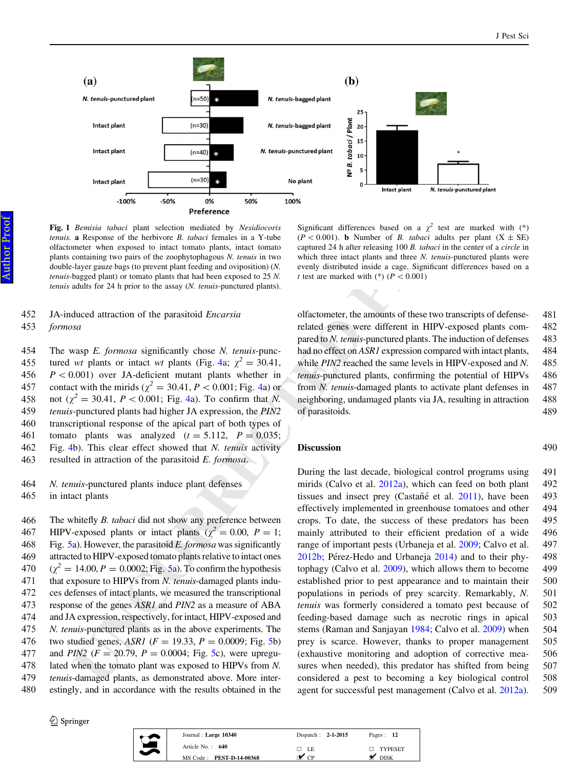**Fig. 1** *Bemisia tabaci* plant selection mediated by *Nesidiocoris tenuis*. **a** Response of the herbivore *B. tabaci* females in a Y-tube olfactometer when exposed to intact tomato plants, intact tomato plants containing two pairs of the zoophytophagous *N. tenuis* in two double-layer gauze bags (to prevent plant feeding and oviposition) (*N. tenuis*-bagged plant) or tomato plants that had been exposed to 25 *N. tenuis* adults for 24 h prior to the assay (*N. tenuis*-punctured plants). Significant differences based on a $\chi^2$ test are marked with (*) ($P < 0.001$). **b** Number of *B. tabaci* adults per plant ($\bar{X} \pm$ SE) captured 24 h after releasing 100 *B. tabaci* in the center of a *circle* in which three intact plants and three *N. tenuis*-punctured plants were evenly distributed inside a cage. Significant differences based on a *t* test are marked with (*) ($P < 0.001$)

### JA-induced attraction of the parasitoid *Encarsia formosa*

The wasp *E. formosa* significantly chose *N. tenuis*-punctured *wt* plants or intact *wt* plants (Fig. 4a; $\chi^2 = 30.41$, $P < 0.001$) over JA-deficient mutant plants whether in contact with the mirids ($\chi^2 = 30.41$, $P < 0.001$; Fig. 4a) or not ($\chi^2 = 30.41$, $P < 0.001$; Fig. 4a). To confirm that *N. tenuis*-punctured plants had higher JA expression, the *PIN2* transcriptional response of the apical part of both types of tomato plants was analyzed ($t = 5.112$, $P = 0.035$; Fig. 4b). This clear effect showed that *N. tenuis* activity resulted in attraction of the parasitoid *E. formosa*.

### *N. tenuis*-punctured plants induce plant defenses in intact plants

The whitefly *B. tabaci* did not show any preference between HIPV-exposed plants or intact plants ($\chi^2 = 0.00$, $P = 1$; Fig. 5a). However, the parasitoid *E. formosa* was significantly attracted to HIPV-exposed tomato plants relative to intact ones ($\chi^2 = 14.00$, $P = 0.0002$; Fig. 5a). To confirm the hypothesis that exposure to HIPVs from *N. tenuis*-damaged plants induces defenses of intact plants, we measured the transcriptional response of the genes *ASR1* and *PIN2* as a measure of ABA and JA expression, respectively, for intact, HIPV-exposed and *N. tenuis*-punctured plants as in the above experiments. The two studied genes, *ASR1* ($F = 19.33$, $P = 0.0009$; Fig. 5b) and *PIN2* ($F = 20.79$, $P = 0.0004$; Fig. 5c), were upregulated when the tomato plant was exposed to HIPVs from *N. tenuis*-damaged plants, as demonstrated above. More interestingly, and in accordance with the results obtained in the olfactometer, the amounts of these two transcripts of defense-related genes were different in HIPV-exposed plants compared to *N. tenuis*-punctured plants. The induction of defenses had no effect on *ASR1* expression compared with intact plants, while *PIN2* reached the same levels in HIPV-exposed and *N. tenuis*-punctured plants, confirming the potential of HIPVs from *N. tenuis*-damaged plants to activate plant defenses in neighboring, undamaged plants via JA, resulting in attraction of parasitoids.

## Discussion

During the last decade, biological control programs using mirids (Calvo et al. 2012a), which can feed on both plant tissues and insect prey (Castañé et al. 2011), have been effectively implemented in greenhouse tomatoes and other crops. To date, the success of these predators has been mainly attributed to their efficient predation of a wide range of important pests (Urbaneja et al. 2009; Calvo et al. 2012b; Pérez-Hedo and Urbaneja 2014) and to their phytophagy (Calvo et al. 2009), which allows them to become established prior to pest appearance and to maintain their populations in periods of prey scarcity. Remarkably, *N. tenuis* was formerly considered a tomato pest because of feeding-based damage such as necrotic rings in apical stems (Raman and Sanjayan 1984; Calvo et al. 2009) when prey is scarce. However, thanks to proper management (exhaustive monitoring and adoption of corrective measures when needed), this predator has shifted from being considered a pest to becoming a key biological control agent for successful pest management (Calvo et al. 2012a).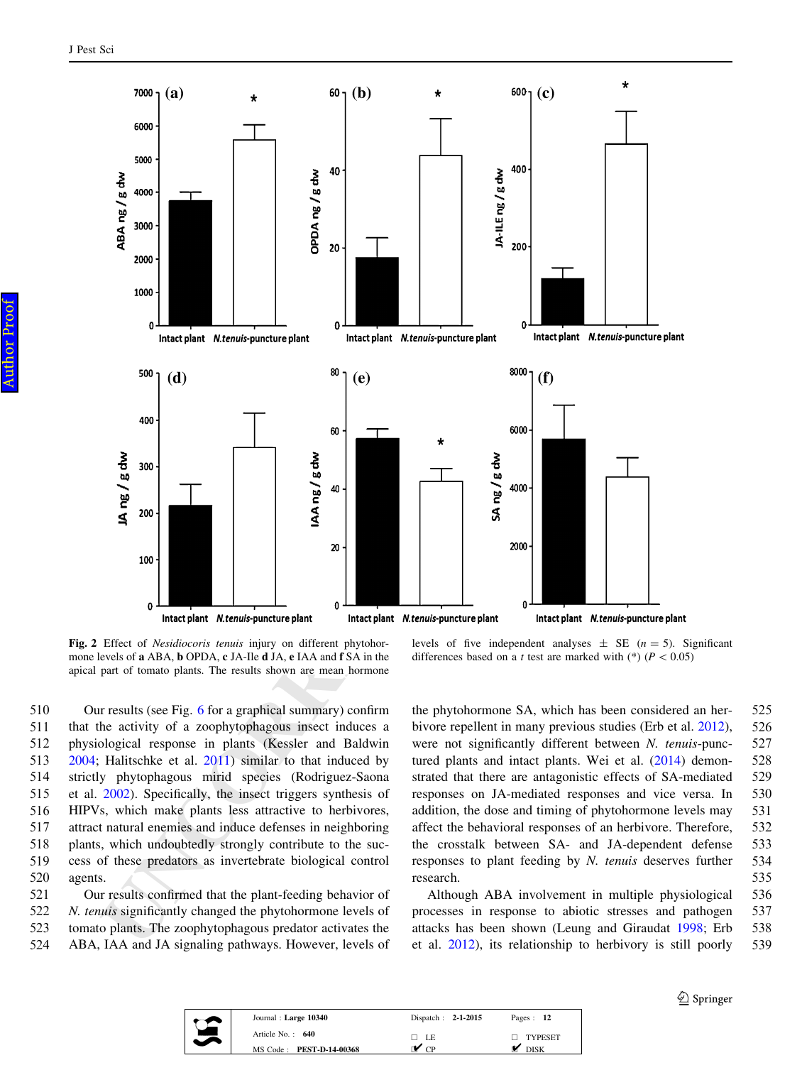**Fig. 2** Effect of *Nesidiocoris tenuis* injury on different phytohormone levels of **a** ABA, **b** OPDA, **c** JA-Ile **d** JA, **e** IAA and **f** SA in the apical part of tomato plants. The results shown are mean hormone levels of five independent analyses ± SE ($n = 5$). Significant differences based on a *t* test are marked with (*) ($P < 0.05$)

Our results (see Fig. 6 for a graphical summary) confirm that the activity of a zoophytophagous insect induces a physiological response in plants (Kessler and Baldwin 2004; Halitschke et al. 2011) similar to that induced by strictly phytophagous mirid species (Rodriguez-Saona et al. 2002). Specifically, the insect triggers synthesis of HIPVs, which make plants less attractive to herbivores, attract natural enemies and induce defenses in neighboring plants, which undoubtedly strongly contribute to the success of these predators as invertebrate biological control agents.

Our results confirmed that the plant-feeding behavior of *N. tenuis* significantly changed the phytohormone levels of tomato plants. The zoophytophagous predator activates the ABA, IAA and JA signaling pathways. However, levels of the phytohormone SA, which has been considered an herbivore repellent in many previous studies (Erb et al. 2012), were not significantly different between *N. tenuis*-punctured plants and intact plants. Wei et al. (2014) demonstrated that there are antagonistic effects of SA-mediated responses on JA-mediated responses and vice versa. In addition, the dose and timing of phytohormone levels may affect the behavioral responses of an herbivore. Therefore, the crosstalk between SA- and JA-dependent defense responses to plant feeding by *N. tenuis* deserves further research.

Although ABA involvement in multiple physiological processes in response to abiotic stresses and pathogen attacks has been shown (Leung and Giraudat 1998; Erb et al. 2012), its relationship to herbivory is still poorly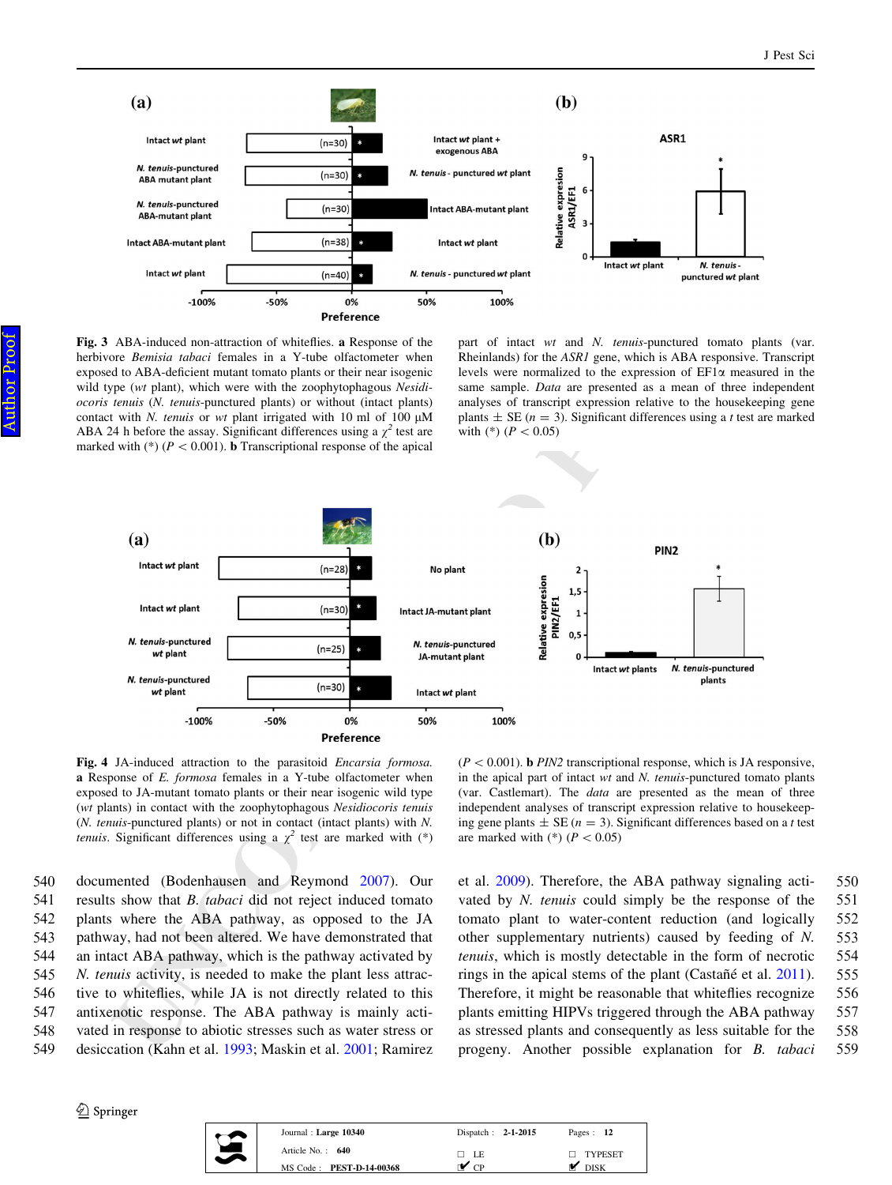**Fig. 3** ABA-induced non-attraction of whiteflies. **a** Response of the herbivore *Bemisia tabaci* females in a Y-tube olfactometer when exposed to ABA-deficient mutant tomato plants or their near isogenic wild type (*wt* plant), which were with the zoophytophagous *Nesidiocoris tenuis* (*N. tenuis*-punctured plants) or without (intact plants) contact with *N. tenuis* or *wt* plant irrigated with 10 ml of 100 µM ABA 24 h before the assay. Significant differences using a $\chi^2$ test are marked with (*) ($P < 0.001$). **b** Transcriptional response of the apical part of intact *wt* and *N. tenuis*-punctured tomato plants (var. Rheinlands) for the *ASR1* gene, which is ABA responsive. Transcript levels were normalized to the expression of EF1α measured in the same sample. *Data* are presented as a mean of three independent analyses of transcript expression relative to the housekeeping gene plants ± SE ($n = 3$). Significant differences using a *t* test are marked with (*) ($P < 0.05$)

**Fig. 4** JA-induced attraction to the parasitoid *Encarsia formosa*. **a** Response of *E. formosa* females in a Y-tube olfactometer when exposed to JA-mutant tomato plants or their near isogenic wild type (*wt* plants) in contact with the zoophytophagous *Nesidiocoris tenuis* (*N. tenuis*-punctured plants) or not in contact (intact plants) with *N. tenuis*. Significant differences using a $\chi^2$ test are marked with (*) ($P < 0.001$). **b** *PIN2* transcriptional response, which is JA responsive, in the apical part of intact *wt* and *N. tenuis*-punctured tomato plants (var. Castlemart). The *data* are presented as the mean of three independent analyses of transcript expression relative to housekeeping gene plants ± SE ($n = 3$). Significant differences based on a *t* test are marked with (*) ($P < 0.05$)

documented (Bodenhausen and Reymond 2007). Our results show that *B. tabaci* did not reject induced tomato plants where the ABA pathway, as opposed to the JA pathway, had not been altered. We have demonstrated that an intact ABA pathway, which is the pathway activated by *N. tenuis* activity, is needed to make the plant less attractive to whiteflies, while JA is not directly related to this antixenotic response. The ABA pathway is mainly activated in response to abiotic stresses such as water stress or desiccation (Kahn et al. 1993; Maskin et al. 2001; Ramirez et al. 2009). Therefore, the ABA pathway signaling activated by *N. tenuis* could simply be the response of the tomato plant to water-content reduction (and logically other supplementary nutrients) caused by feeding of *N. tenuis*, which is mostly detectable in the form of necrotic rings in the apical stems of the plant (Castañé et al. 2011). Therefore, it might be reasonable that whiteflies recognize plants emitting HIPVs triggered through the ABA pathway as stressed plants and consequently as less suitable for the progeny. Another possible explanation for *B. tabaci*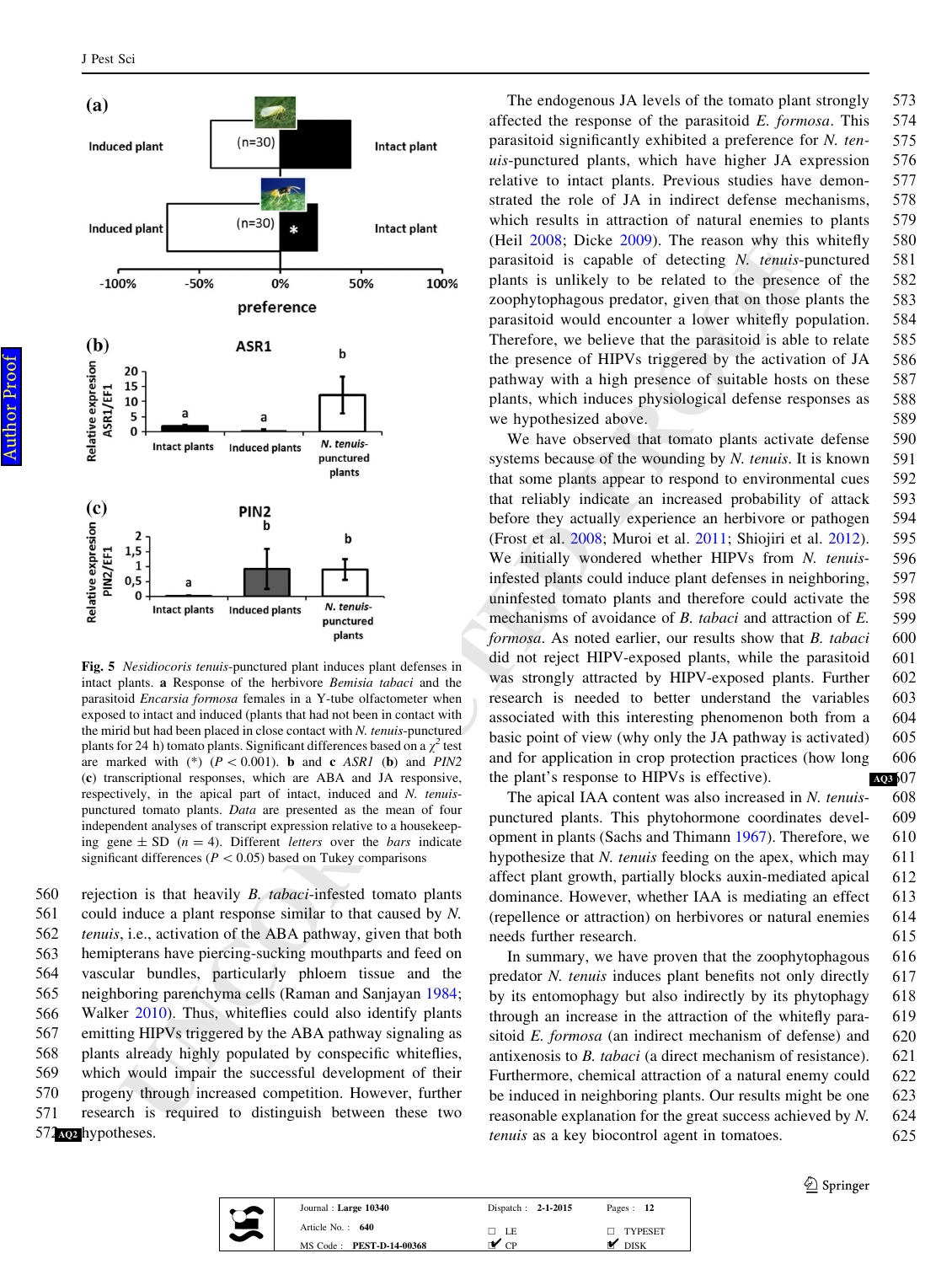(a)

Induced plant (n=30) Intact plant

Induced plant (n=30) * Intact plant

-100% -50% 0% 50% 100%

preference

(b) ASR1

Relative expresion ASR1/EF1

20 15 10 5 0

a a b

Intact plants Induced plants N. tenuis-punctured plants

(c) PIN2

Relative expresion PIN2/EF1

2 1,5 1 0,5 0

a b b

Intact plants Induced plants N. tenuis-punctured plants

**Fig. 5** *Nesidiocoris tenuis*-punctured plant induces plant defenses in intact plants. **a** Response of the herbivore *Bemisia tabaci* and the parasitoid *Encarsia formosa* females in a Y-tube olfactometer when exposed to intact and induced (plants that had not been in contact with the mirid but had been placed in close contact with *N. tenuis*-punctured plants for 24 h) tomato plants. Significant differences based on a $\chi^2$ test are marked with (*) ($P < 0.001$). **b** and **c** *ASR1* (**b**) and *PIN2* (**c**) transcriptional responses, which are ABA and JA responsive, respectively, in the apical part of intact, induced and *N. tenuis*-punctured tomato plants. *Data* are presented as the mean of four independent analyses of transcript expression relative to a housekeeping gene ± SD ($n = 4$). Different *letters* over the *bars* indicate significant differences ($P < 0.05$) based on Tukey comparisons

rejection is that heavily *B. tabaci*-infested tomato plants could induce a plant response similar to that caused by *N. tenuis*, i.e., activation of the ABA pathway, given that both hemipterans have piercing-sucking mouthparts and feed on vascular bundles, particularly phloem tissue and the neighboring parenchyma cells (Raman and Sanjayan 1984; Walker 2010). Thus, whiteflies could also identify plants emitting HIPVs triggered by the ABA pathway signaling as plants already highly populated by conspecific whiteflies, which would impair the successful development of their progeny through increased competition. However, further research is required to distinguish between these two hypotheses.

The endogenous JA levels of the tomato plant strongly affected the response of the parasitoid *E. formosa*. This parasitoid significantly exhibited a preference for *N. tenuis*-punctured plants, which have higher JA expression relative to intact plants. Previous studies have demonstrated the role of JA in indirect defense mechanisms, which results in attraction of natural enemies to plants (Heil 2008; Dicke 2009). The reason why this whitefly parasitoid is capable of detecting *N. tenuis*-punctured plants is unlikely to be related to the presence of the zoophytophagous predator, given that on those plants the parasitoid would encounter a lower whitefly population. Therefore, we believe that the parasitoid is able to relate the presence of HIPVs triggered by the activation of JA pathway with a high presence of suitable hosts on these plants, which induces physiological defense responses as we hypothesized above.

We have observed that tomato plants activate defense systems because of the wounding by *N. tenuis*. It is known that some plants appear to respond to environmental cues that reliably indicate an increased probability of attack before they actually experience an herbivore or pathogen (Frost et al. 2008; Muroi et al. 2011; Shiojiri et al. 2012). We initially wondered whether HIPVs from *N. tenuis*-infested plants could induce plant defenses in neighboring, uninfested tomato plants and therefore could activate the mechanisms of avoidance of *B. tabaci* and attraction of *E. formosa*. As noted earlier, our results show that *B. tabaci* did not reject HIPV-exposed plants, while the parasitoid was strongly attracted by HIPV-exposed plants. Further research is needed to better understand the variables associated with this interesting phenomenon both from a basic point of view (why only the JA pathway is activated) and for application in crop protection practices (how long the plant's response to HIPVs is effective).

The apical IAA content was also increased in *N. tenuis*-punctured plants. This phytohormone coordinates development in plants (Sachs and Thimann 1967). Therefore, we hypothesize that *N. tenuis* feeding on the apex, which may affect plant growth, partially blocks auxin-mediated apical dominance. However, whether IAA is mediating an effect (repellence or attraction) on herbivores or natural enemies needs further research.

In summary, we have proven that the zoophytophagous predator *N. tenuis* induces plant benefits not only directly by its entomophagy but also indirectly by its phytophagy through an increase in the attraction of the whitefly parasitoid *E. formosa* (an indirect mechanism of defense) and antixenosis to *B. tabaci* (a direct mechanism of resistance). Furthermore, chemical attraction of a natural enemy could be induced in neighboring plants. Our results might be one reasonable explanation for the great success achieved by *N. tenuis* as a key biocontrol agent in tomatoes.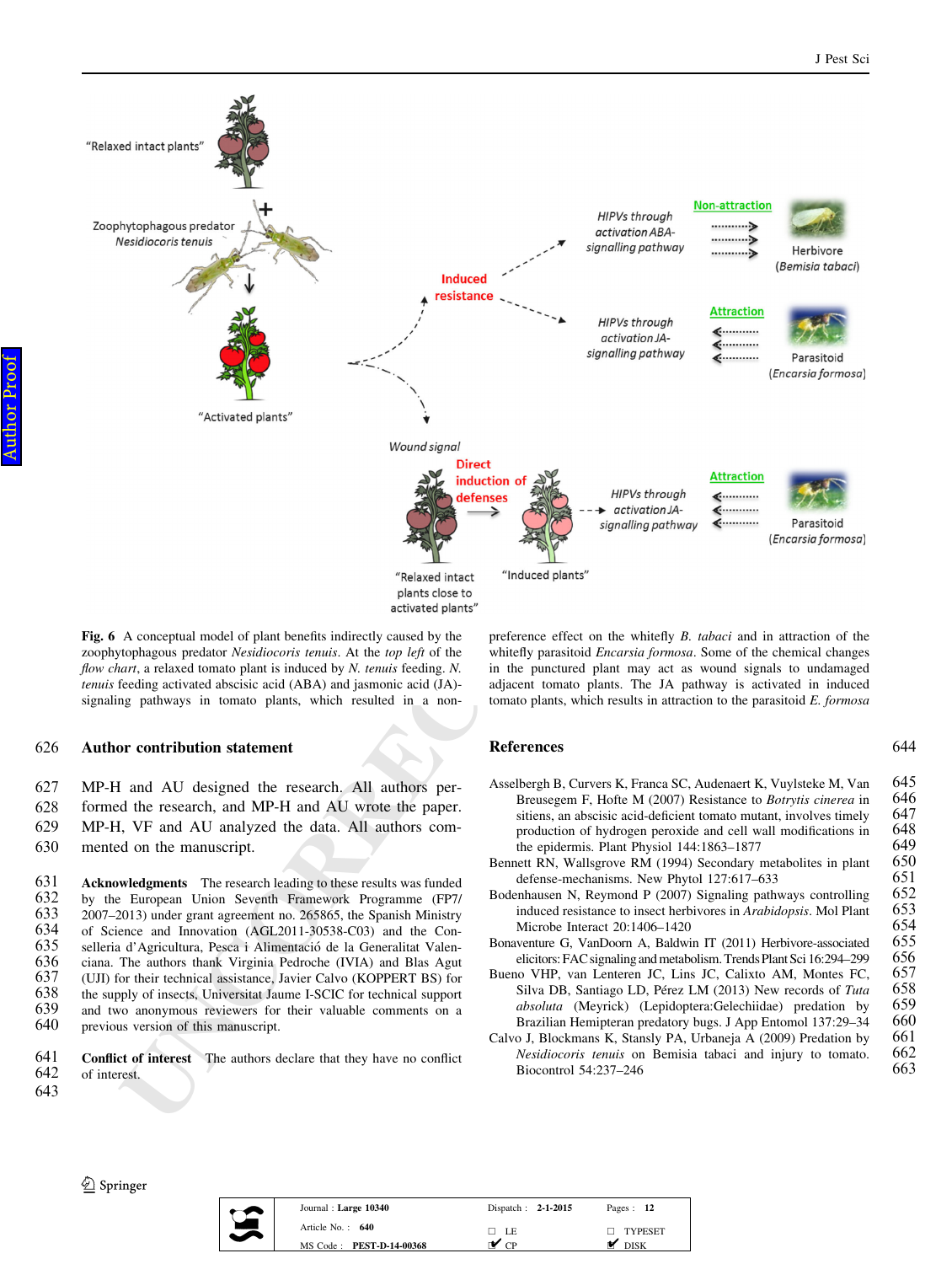**Fig. 6** A conceptual model of plant benefits indirectly caused by the zoophytophagous predator *Nesidiocoris tenuis*. At the *top left* of the *flow chart*, a relaxed tomato plant is induced by *N. tenuis* feeding. *N. tenuis* feeding activated abscisic acid (ABA) and jasmonic acid (JA)-signaling pathways in tomato plants, which resulted in a non-preference effect on the whitefly *B. tabaci* and in attraction of the whitefly parasitoid *Encarsia formosa*. Some of the chemical changes in the punctured plant may act as wound signals to undamaged adjacent tomato plants. The JA pathway is activated in induced tomato plants, which results in attraction to the parasitoid *E. formosa*

## Author contribution statement

MP-H and AU designed the research. All authors performed the research, and MP-H and AU wrote the paper. MP-H, VF and AU analyzed the data. All authors commented on the manuscript.

**Acknowledgments** The research leading to these results was funded by the European Union Seventh Framework Programme (FP7/2007–2013) under grant agreement no. 265865, the Spanish Ministry of Science and Innovation (AGL2011-30538-C03) and the Conselleria d'Agricultura, Pesca i Alimentació de la Generalitat Valenciana. The authors thank Virginia Pedroche (IVIA) and Blas Agut (UJI) for their technical assistance, Javier Calvo (KOPPERT BS) for the supply of insects, Universitat Jaume I-SCIC for technical support and two anonymous reviewers for their valuable comments on a previous version of this manuscript.

**Conflict of interest** The authors declare that they have no conflict of interest.

## References

Asselbergh B, Curvers K, Franca SC, Audenaert K, Vuylsteke M, Van Breusegem F, Hofte M (2007) Resistance to *Botrytis cinerea* in sitiens, an abscisic acid-deficient tomato mutant, involves timely production of hydrogen peroxide and cell wall modifications in the epidermis. Plant Physiol 144:1863–1877

Bennett RN, Wallsgrove RM (1994) Secondary metabolites in plant defense-mechanisms. New Phytol 127:617–633

Bodenhausen N, Reymond P (2007) Signaling pathways controlling induced resistance to insect herbivores in *Arabidopsis*. Mol Plant Microbe Interact 20:1406–1420

Bonaventure G, VanDoorn A, Baldwin IT (2011) Herbivore-associated elicitors: FAC signaling and metabolism. Trends Plant Sci 16:294–299

Bueno VHP, van Lenteren JC, Lins JC, Calixto AM, Montes FC, Silva DB, Santiago LD, Pérez LM (2013) New records of *Tuta absoluta* (Meyrick) (Lepidoptera:Gelechiidae) predation by Brazilian Hemipteran predatory bugs. J App Entomol 137:29–34

Calvo J, Blockmans K, Stansly PA, Urbaneja A (2009) Predation by *Nesidiocoris tenuis* on Bemisia tabaci and injury to tomato. Biocontrol 54:237–246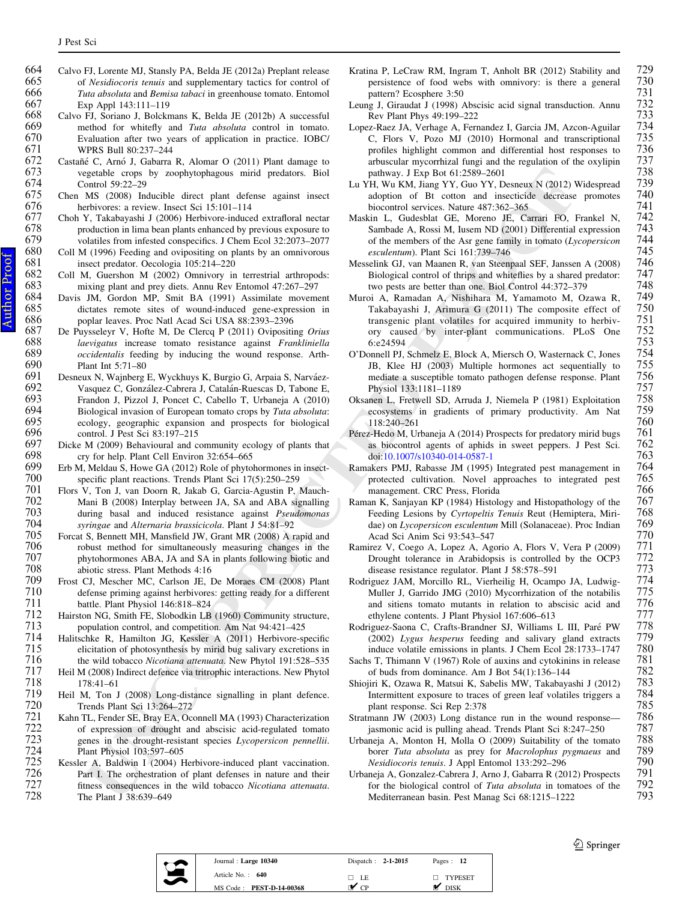Calvo FJ, Lorente MJ, Stansly PA, Belda JE (2012a) Preplant release of *Nesidiocoris tenuis* and supplementary tactics for control of *Tuta absoluta* and *Bemisa tabaci* in greenhouse tomato. Entomol Exp Appl 143:111–119

Calvo FJ, Soriano J, Bolckmans K, Belda JE (2012b) A successful method for whitefly and *Tuta absoluta* control in tomato. Evaluation after two years of application in practice. IOBC/WPRS Bull 80:237–244

Castañé C, Arnó J, Gabarra R, Alomar O (2011) Plant damage to vegetable crops by zoophytophagous mirid predators. Biol Control 59:22–29

Chen MS (2008) Inducible direct plant defense against insect herbivores: a review. Insect Sci 15:101–114

Choh Y, Takabayashi J (2006) Herbivore-induced extrafloral nectar production in lima bean plants enhanced by previous exposure to volatiles from infested conspecifics. J Chem Ecol 32:2073–2077

Coll M (1996) Feeding and ovipositing on plants by an omnivorous insect predator. Oecologia 105:214–220

Coll M, Guershon M (2002) Omnivory in terrestrial arthropods: mixing plant and prey diets. Annu Rev Entomol 47:267–297

Davis JM, Gordon MP, Smit BA (1991) Assimilate movement dictates remote sites of wound-induced gene-expression in poplar leaves. Proc Natl Acad Sci USA 88:2393–2396

De Puysseleyr V, Hofte M, De Clercq P (2011) Ovipositing *Orius laevigatus* increase tomato resistance against *Frankliniella occidentalis* feeding by inducing the wound response. Arthropod-Plant Int 5:71–80

Desneux N, Wajnberg E, Wyckhuys K, Burgio G, Arpaia S, Narváez-Vasquez C, González-Cabrera J, Catalán-Ruescas D, Tabone E, Frandon J, Pizzol J, Poncet C, Cabello T, Urbaneja A (2010) Biological invasion of European tomato crops by *Tuta absoluta*: ecology, geographic expansion and prospects for biological control. J Pest Sci 83:197–215

Dicke M (2009) Behavioural and community ecology of plants that cry for help. Plant Cell Environ 32:654–665

Erb M, Meldau S, Howe GA (2012) Role of phytohormones in insect-specific plant reactions. Trends Plant Sci 17(5):250–259

Flors V, Ton J, van Doorn R, Jakab G, Garcia-Agustin P, Mauch-Mani B (2008) Interplay between JA, SA and ABA signalling during basal and induced resistance against *Pseudomonas syringae* and *Alternaria brassicicola*. Plant J 54:81–92

Forcat S, Bennett MH, Mansfield JW, Grant MR (2008) A rapid and robust method for simultaneously measuring changes in the phytohormones ABA, JA and SA in plants following biotic and abiotic stress. Plant Methods 4:16

Frost CJ, Mescher MC, Carlson JE, De Moraes CM (2008) Plant defense priming against herbivores: getting ready for a different battle. Plant Physiol 146:818–824

Hairston NG, Smith FE, Slobodkin LB (1960) Community structure, population control, and competition. Am Nat 94:421–425

Halitschke R, Hamilton JG, Kessler A (2011) Herbivore-specific elicitation of photosynthesis by mirid bug salivary excretions in the wild tobacco *Nicotiana attenuata*. New Phytol 191:528–535

Heil M (2008) Indirect defence via tritrophic interactions. New Phytol 178:41–61

Heil M, Ton J (2008) Long-distance signalling in plant defence. Trends Plant Sci 13:264–272

Kahn TL, Fender SE, Bray EA, Oconnell MA (1993) Characterization of expression of drought and abscisic acid-regulated tomato genes in the drought-resistant species *Lycopersicon pennellii*. Plant Physiol 103:597–605

Kessler A, Baldwin I (2004) Herbivore-induced plant vaccination. Part I. The orchestration of plant defenses in nature and their fitness consequences in the wild tobacco *Nicotiana attenuata*. The Plant J 38:639–649

Kratina P, LeCraw RM, Ingram T, Anholt BR (2012) Stability and persistence of food webs with omnivory: is there a general pattern? Ecosphere 3:50

Leung J, Giraudat J (1998) Abscisic acid signal transduction. Annu Rev Plant Phys 49:199–222

Lopez-Raez JA, Verhage A, Fernandez I, Garcia JM, Azcon-Aguilar C, Flors V, Pozo MJ (2010) Hormonal and transcriptional profiles highlight common and differential host responses to arbuscular mycorrhizal fungi and the regulation of the oxylipin pathway. J Exp Bot 61:2589–2601

Lu YH, Wu KM, Jiang YY, Guo YY, Desneux N (2012) Widespread adoption of Bt cotton and insecticide decrease promotes biocontrol services. Nature 487:362–365

Maskin L, Gudesblat GE, Moreno JE, Carrari FO, Frankel N, Sambade A, Rossi M, Iusem ND (2001) Differential expression of the members of the Asr gene family in tomato (*Lycopersicon esculentum*). Plant Sci 161:739–746

Messelink GJ, van Maanen R, van Steenpaal SEF, Janssen A (2008) Biological control of thrips and whiteflies by a shared predator: two pests are better than one. Biol Control 44:372–379

Muroi A, Ramadan A, Nishihara M, Yamamoto M, Ozawa R, Takabayashi J, Arimura G (2011) The composite effect of transgenic plant volatiles for acquired immunity to herbivory caused by inter-plant communications. PLoS One 6:e24594

O'Donnell PJ, Schmelz E, Block A, Miersch O, Wasternack C, Jones JB, Klee HJ (2003) Multiple hormones act sequentially to mediate a susceptible tomato pathogen defense response. Plant Physiol 133:1181–1189

Oksanen L, Fretwell SD, Arruda J, Niemela P (1981) Exploitation ecosystems in gradients of primary productivity. Am Nat 118:240–261

Pérez-Hedo M, Urbaneja A (2014) Prospects for predatory mirid bugs as biocontrol agents of aphids in sweet peppers. J Pest Sci. doi:10.1007/s10340-014-0587-1

Ramakers PMJ, Rabasse JM (1995) Integrated pest management in protected cultivation. Novel approaches to integrated pest management. CRC Press, Florida

Raman K, Sanjayan KP (1984) Histology and Histopathology of the Feeding Lesions by *Cyrtopeltis Tenuis* Reut (Hemiptera, Miridae) on *Lycopersicon esculentum* Mill (Solanaceae). Proc Indian Acad Sci Anim Sci 93:543–547

Ramirez V, Coego A, Lopez A, Agorio A, Flors V, Vera P (2009) Drought tolerance in Arabidopsis is controlled by the OCP3 disease resistance regulator. Plant J 58:578–591

Rodriguez JAM, Morcillo RL, Vierheilig H, Ocampo JA, Ludwig-Muller J, Garrido JMG (2010) Mycorrhization of the notabilis and sitiens tomato mutants in relation to abscisic acid and ethylene contents. J Plant Physiol 167:606–613

Rodriguez-Saona C, Crafts-Brandner SJ, Williams L III, Paré PW (2002) *Lygus hesperus* feeding and salivary gland extracts induce volatile emissions in plants. J Chem Ecol 28:1733–1747

Sachs T, Thimann V (1967) Role of auxins and cytokinins in release of buds from dominance. Am J Bot 54(1):136–144

Shiojiri K, Ozawa R, Matsui K, Sabelis MW, Takabayashi J (2012) Intermittent exposure to traces of green leaf volatiles triggers a plant response. Sci Rep 2:378

Stratmann JW (2003) Long distance run in the wound response—jasmonic acid is pulling ahead. Trends Plant Sci 8:247–250

Urbaneja A, Monton H, Molla O (2009) Suitability of the tomato borer *Tuta absoluta* as prey for *Macrolophus pygmaeus* and *Nesidiocoris tenuis*. J Appl Entomol 133:292–296

Urbaneja A, Gonzalez-Cabrera J, Arno J, Gabarra R (2012) Prospects for the biological control of *Tuta absoluta* in tomatoes of the Mediterranean basin. Pest Manag Sci 68:1215–1222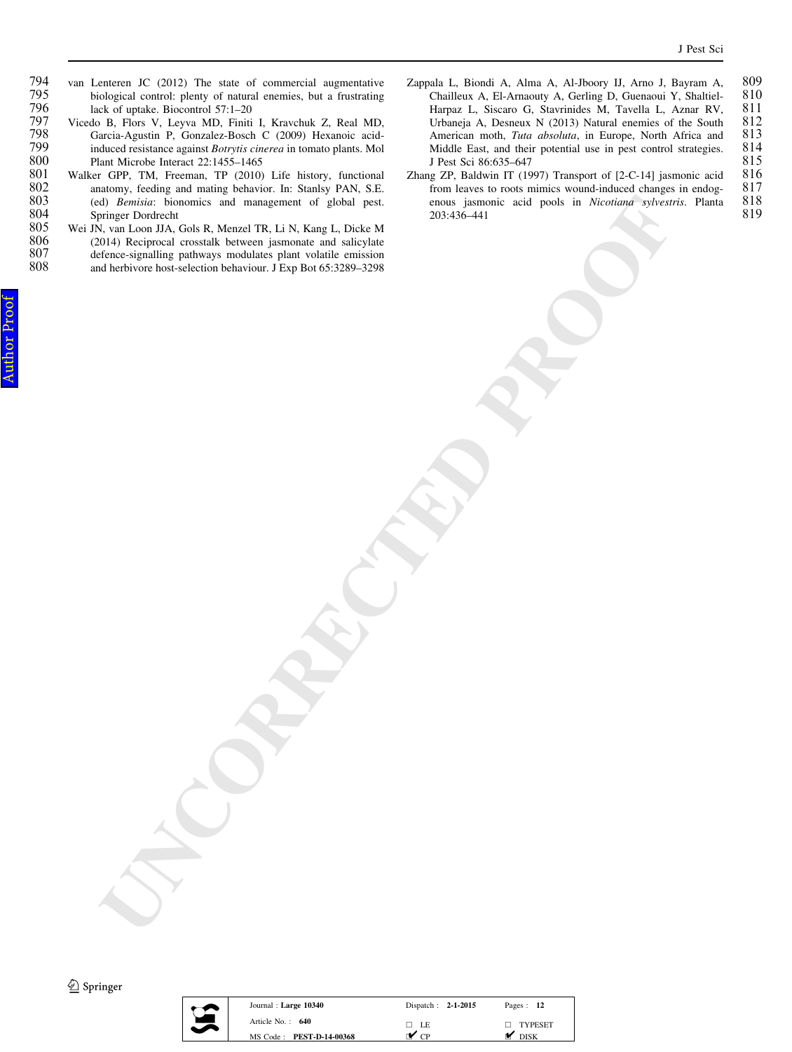van Lenteren JC (2012) The state of commercial augmentative biological control: plenty of natural enemies, but a frustrating lack of uptake. Biocontrol 57:1–20

Vicedo B, Flors V, Leyva MD, Finiti I, Kravchuk Z, Real MD, Garcia-Agustin P, Gonzalez-Bosch C (2009) Hexanoic acid-induced resistance against *Botrytis cinerea* in tomato plants. Mol Plant Microbe Interact 22:1455–1465

Walker GPP, TM, Freeman, TP (2010) Life history, functional anatomy, feeding and mating behavior. In: Stanlsy PAN, S.E. (ed) *Bemisia*: bionomics and management of global pest. Springer Dordrecht

Wei JN, van Loon JJA, Gols R, Menzel TR, Li N, Kang L, Dicke M (2014) Reciprocal crosstalk between jasmonate and salicylate defence-signalling pathways modulates plant volatile emission and herbivore host-selection behaviour. J Exp Bot 65:3289–3298

Zappala L, Biondi A, Alma A, Al-Jboory IJ, Arno J, Bayram A, Chailleux A, El-Arnaouty A, Gerling D, Guenaoui Y, Shaltiel-Harpaz L, Siscaro G, Stavrinides M, Tavella L, Aznar RV, Urbaneja A, Desneux N (2013) Natural enemies of the South American moth, *Tuta absoluta*, in Europe, North Africa and Middle East, and their potential use in pest control strategies. J Pest Sci 86:635–647

Zhang ZP, Baldwin IT (1997) Transport of [2-C-14] jasmonic acid from leaves to roots mimics wound-induced changes in endogenous jasmonic acid pools in *Nicotiana sylvestris*. Planta 203:436–441